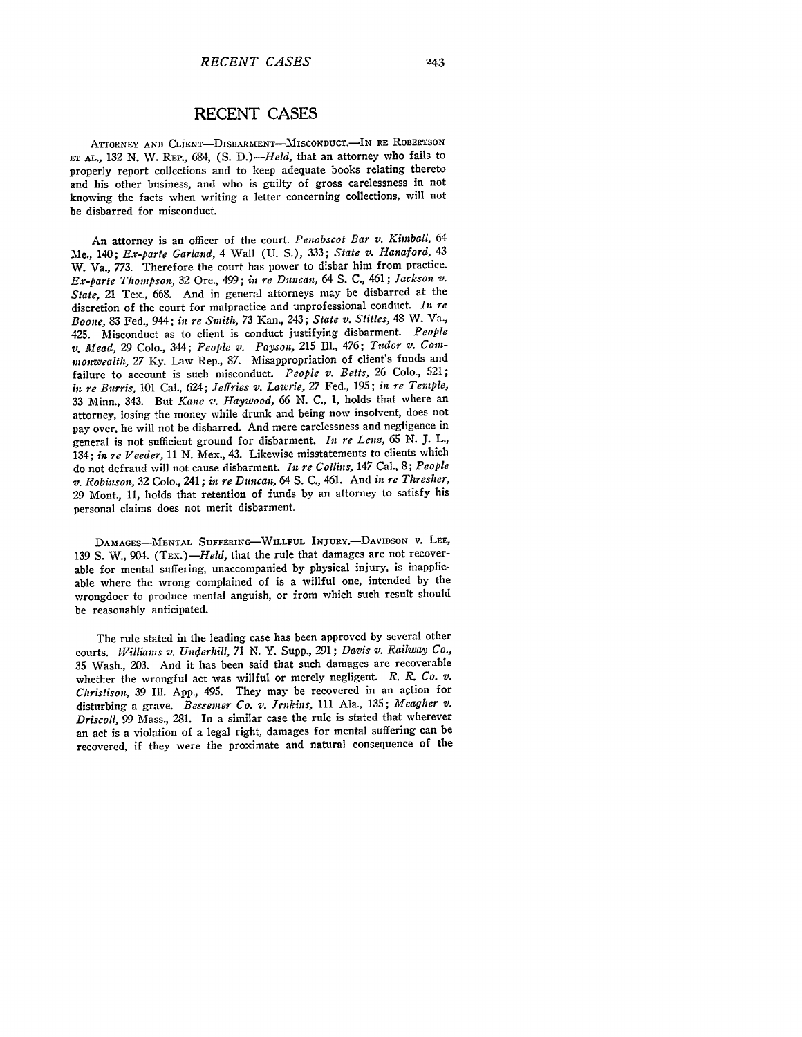# RECENT CASES

ATTORNEY AND CLIENT—DISBARMENT—MISCONDUCT.—IN RE ROBERTSON ET AL., 132 N. W. REP., 684, (S. D.)—*Held*, that an attorney who fails to properly report collections and to keep adequate books relating thereto and his other business, and who is guilty of gross carelessness in not knowing the facts when writing a letter concerning collections, will not be disbarred for misconduct.

An attorney is an officer of the court. *Penobscot Bar v. Kimball*, 64 Me., 140; *Ex-parte Garland*, 4 Wall (U. S.), 333; *State v. Hanaford*, 43 W. Va., 773. Therefore the court has power to disbar him from practice. *Ex-parte Thompson*, 32 Ore., 499; *in re Duncan*, 64 S. C., 461; *Jackson v. State*, 21 Tex., 668. And in general attorneys may be disbarred at the discretion of the court for malpractice and unprofessional conduct. *In re Boone*, 83 Fed., 944; *in re Smith*, 73 Kan., 243; *State v. Stiles*, 48 W. Va., 425. Misconduct as to client is conduct justifying disbarment. *People v. Mead*, 29 Colo., 344; *People v. Payson*, 215 Ill., 476; *Tudor v. Commonwealth*, 27 Ky. Law Rep., 87. Misappropriation of client's funds and failure to account is such misconduct. *People v. Betts*, 26 Colo., 521; *in re Burris*, 101 Cal., 624; *Jeffries v. Lawrie*, 27 Fed., 195; *in re Temple*, 33 Minn., 343. But *Kane v. Haywood*, 66 N. C., 1, holds that where an attorney, losing the money while drunk and being now insolvent, does not pay over, he will not be disbarred. And mere carelessness and negligence in general is not sufficient ground for disbarment. *In re Lenz*, 65 N. J. L., 134; *in re Veeder*, 11 N. Mex., 43. Likewise misstatements to clients which do not defraud will not cause disbarment. *In re Collins*, 147 Cal., 8; *People v. Robinson*, 32 Colo., 241; *in re Duncan*, 64 S. C., 461. And *in re Thresher*, 29 Mont., 11, holds that retention of funds by an attorney to satisfy his personal claims does not merit disbarment.

DAMAGES—MENTAL SUFFERING—WILLFUL INJURY.—DAVIDSON V. LEE, 139 S. W., 904. (TEX.)—*Held*, that the rule that damages are not recoverable for mental suffering, unaccompanied by physical injury, is inapplicable where the wrong complained of is a willful one, intended by the wrongdoer to produce mental anguish, or from which such result should be reasonably anticipated.

The rule stated in the leading case has been approved by several other courts. *Williams v. Underhill*, 71 N. Y. Supp., 291; *Davis v. Railway Co.*, 35 Wash., 203. And it has been said that such damages are recoverable whether the wrongful act was willful or merely negligent. *R. R. Co. v. Christison*, 39 Ill. App., 495. They may be recovered in an action for disturbing a grave. *Bessemer Co. v. Jenkins*, 111 Ala., 135; *Meagher v. Driscoll*, 99 Mass., 281. In a similar case the rule is stated that wherever an act is a violation of a legal right, damages for mental suffering can be recovered, if they were the proximate and natural consequence of the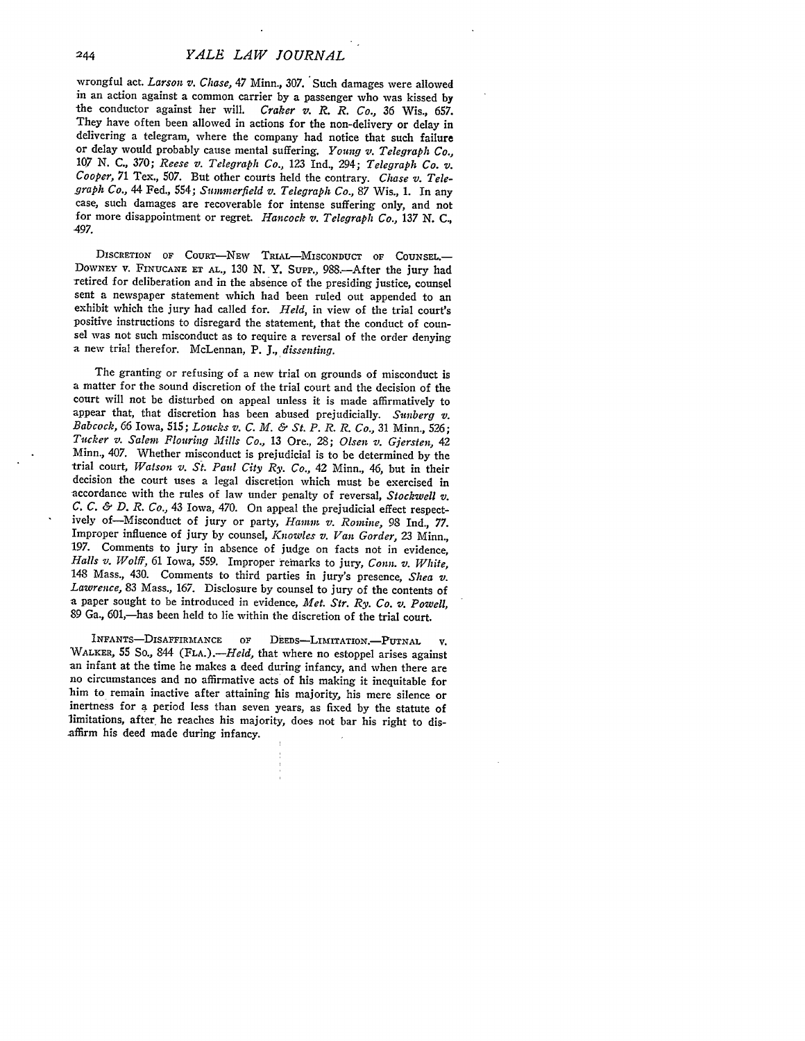wrongful act. *Larson v. Chase*, 47 Minn., 307. Such damages were allowed in an action against a common carrier by a passenger who was kissed by the conductor against her will. *Craker v. R. R. Co.*, 36 Wis., 657. They have often been allowed in actions for the non-delivery or delay in delivering a telegram, where the company had notice that such failure or delay would probably cause mental suffering. *Young v. Telegraph Co.*, 107 N. C., 370; *Reese v. Telegraph Co.*, 123 Ind., 294; *Telegraph Co. v. Cooper*, 71 Tex., 507. But other courts held the contrary. *Chase v. Telegraph Co.*, 44 Fed., 554; *Summerfield v. Telegraph Co.*, 87 Wis., 1. In any case, such damages are recoverable for intense suffering only, and not for more disappointment or regret. *Hancock v. Telegraph Co.*, 137 N. C., 497.

DISCRETION OF COURT—NEW TRIAL—MISCONDUCT OF COUNSEL.—DOWNEY v. FINUCANE ET AL., 130 N. Y. SUPP., 988.—After the jury had retired for deliberation and in the absence of the presiding justice, counsel sent a newspaper statement which had been ruled out appended to an exhibit which the jury had called for. *Held*, in view of the trial court's positive instructions to disregard the statement, that the conduct of counsel was not such misconduct as to require a reversal of the order denying a new trial therefor. McLennan, P. J., *dissenting*.

The granting or refusing of a new trial on grounds of misconduct is a matter for the sound discretion of the trial court and the decision of the court will not be disturbed on appeal unless it is made affirmatively to appear that, that discretion has been abused prejudicially. *Sunberg v. Babcock*, 66 Iowa, 515; *Loucks v. C. M. & St. P. R. R. Co.*, 31 Minn., 526; *Tucker v. Salem Flouring Mills Co.*, 13 Ore., 28; *Olsen v. Gjersten*, 42 Minn., 407. Whether misconduct is prejudicial is to be determined by the trial court, *Watson v. St. Paul City Ry. Co.*, 42 Minn., 46, but in their decision the court uses a legal discretion which must be exercised in accordance with the rules of law under penalty of reversal, *Stockwell v. C. C. & D. R. Co.*, 43 Iowa, 470. On appeal the prejudicial effect respectively of—Misconduct of jury or party, *Hamm v. Romine*, 98 Ind., 77. Improper influence of jury by counsel, *Knowles v. Van Gorder*, 23 Minn., 197. Comments to jury in absence of judge on facts not in evidence, *Halls v. Wolff*, 61 Iowa, 559. Improper remarks to jury, *Conn. v. White*, 148 Mass., 430. Comments to third parties in jury's presence, *Shea v. Lawrence*, 83 Mass., 167. Disclosure by counsel to jury of the contents of a paper sought to be introduced in evidence, *Met. Str. Ry. Co. v. Powell*, 89 Ga., 601,—has been held to lie within the discretion of the trial court.

INFANTS—DISAFFIRMANCE OF DEEDS—LIMITATION.—PUTNAL v. WALKER, 55 So., 844 (FLA.).—*Held*, that where no estoppel arises against an infant at the time he makes a deed during infancy, and when there are no circumstances and no affirmative acts of his making it inequitable for him to remain inactive after attaining his majority, his mere silence or inertness for a period less than seven years, as fixed by the statute of limitations, after he reaches his majority, does not bar his right to disaffirm his deed made during infancy.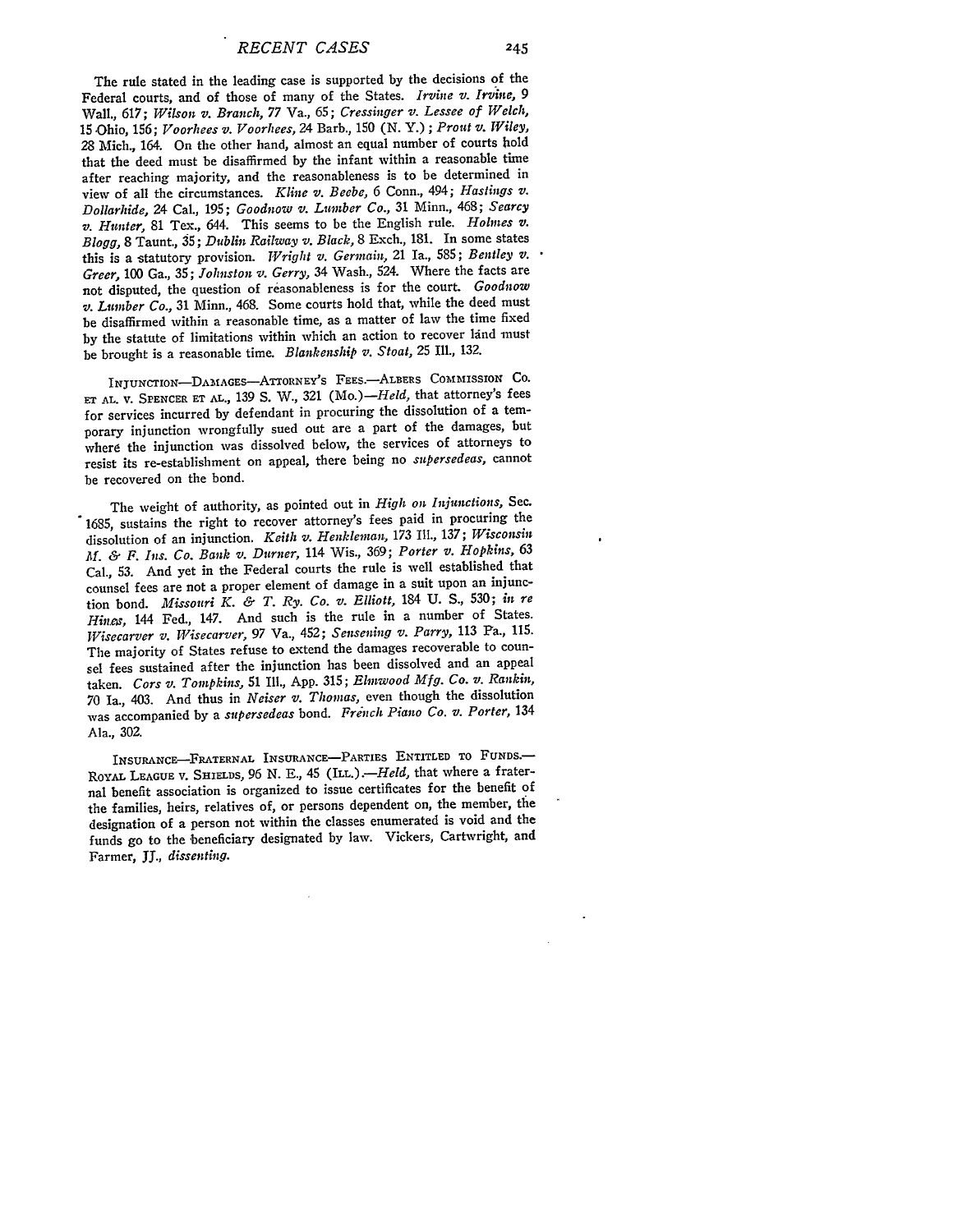The rule stated in the leading case is supported by the decisions of the Federal courts, and of those of many of the States. *Irvine v. Irvine,* 9 Wall., 617; *Wilson v. Branch,* 77 Va., 65; *Cressinger v. Lessee of Welch,* 15 Ohio, 156; *Voorhees v. Voorhees,* 24 Barb., 150 (N. Y.); *Prout v. Wiley,* 28 Mich., 164. On the other hand, almost an equal number of courts hold that the deed must be disaffirmed by the infant within a reasonable time after reaching majority, and the reasonableness is to be determined in view of all the circumstances. *Kline v. Beebe,* 6 Conn., 494; *Hastings v. Dollarhide,* 24 Cal., 195; *Goodnow v. Lumber Co.,* 31 Minn., 468; *Searcy v. Hunter,* 81 Tex., 644. This seems to be the English rule. *Holmes v. Blogg,* 8 Taunt., 35; *Dublin Railway v. Black,* 8 Exch., 181. In some states this is a statutory provision. *Wright v. Germain,* 21 Ia., 585; *Bentley v. Greer,* 100 Ga., 35; *Johnston v. Gerry,* 34 Wash., 524. Where the facts are not disputed, the question of reasonableness is for the court. *Goodnow v. Lumber Co.,* 31 Minn., 468. Some courts hold that, while the deed must be disaffirmed within a reasonable time, as a matter of law the time fixed by the statute of limitations within which an action to recover land must be brought is a reasonable time. *Blankenship v. Stoat,* 25 Ill., 132.

INJUNCTION—DAMAGES—ATTORNEY'S FEES.—ALBERS COMMISSION CO. ET AL. V. SPENCER ET AL., 139 S. W., 321 (MO.)—*Held,* that attorney's fees for services incurred by defendant in procuring the dissolution of a temporary injunction wrongfully sued out are a part of the damages, but where the injunction was dissolved below, the services of attorneys to resist its re-establishment on appeal, there being no *supersedeas,* cannot be recovered on the bond.

The weight of authority, as pointed out in *High on Injunctions,* Sec. 1685, sustains the right to recover attorney's fees paid in procuring the dissolution of an injunction. *Keith v. Henkleman,* 173 Ill., 137; *Wisconsin M. & F. Ins. Co. Bank v. Durner,* 114 Wis., 369; *Porter v. Hopkins,* 63 Cal., 53. And yet in the Federal courts the rule is well established that counsel fees are not a proper element of damage in a suit upon an injunction bond. *Missouri K. & T. Ry. Co. v. Elliott,* 184 U. S., 530; *in re Hines,* 144 Fed., 147. And such is the rule in a number of States. *Wisecarver v. Wisecarver,* 97 Va., 452; *Sensening v. Parry,* 113 Pa., 115. The majority of States refuse to extend the damages recoverable to counsel fees sustained after the injunction has been dissolved and an appeal taken. *Cors v. Tompkins,* 51 Ill., App. 315; *Elmwood Mfg. Co. v. Rankin,* 70 Ia., 403. And thus in *Neiser v. Thomas,* even though the dissolution was accompanied by a *supersedeas* bond. *French Piano Co. v. Porter,* 134 Ala., 302.

INSURANCE—FRATERNAL INSURANCE—PARTIES ENTITLED TO FUNDS.—ROYAL LEAGUE V. SHIELDS, 96 N. E., 45 (ILL.).—*Held,* that where a fraternal benefit association is organized to issue certificates for the benefit of the families, heirs, relatives of, or persons dependent on, the member, the designation of a person not within the classes enumerated is void and the funds go to the beneficiary designated by law. Vickers, Cartwright, and Farmer, JJ., *dissenting.*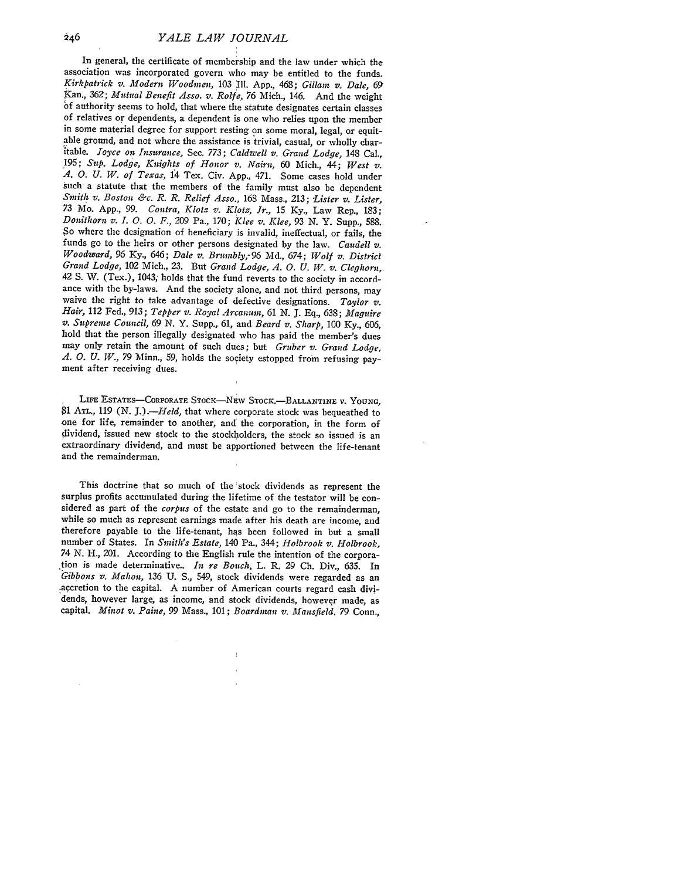In general, the certificate of membership and the law under which the association was incorporated govern who may be entitled to the funds. *Kirkpatrick v. Modern Woodmen*, 103 Ill. App., 468; *Gillam v. Dale*, 69 Kan., 362; *Mutual Benefit Asso. v. Rolfe*, 76 Mich., 146. And the weight of authority seems to hold, that where the statute designates certain classes of relatives or dependents, a dependent is one who relies upon the member in some material degree for support resting on some moral, legal, or equitable ground, and not where the assistance is trivial, casual, or wholly charitable. *Joyce on Insurance*, Sec. 773; *Caldwell v. Grand Lodge*, 148 Cal., 195; *Sup. Lodge, Knights of Honor v. Nairn*, 60 Mich., 44; *West v. A. O. U. W. of Texas*, 14 Tex. Civ. App., 471. Some cases hold under such a statute that the members of the family must also be dependent *Smith v. Boston &c. R. R. Relief Asso.*, 168 Mass., 213; *Lister v. Lister*, 73 Mo. App., 99. *Contra*, *Klotz v. Klotz, Jr.*, 15 Ky., Law Rep., 183; *Donithorn v. I. O. O. F.*, 209 Pa., 170; *Klee v. Klee*, 93 N. Y. Supp., 588. So where the designation of beneficiary is invalid, ineffectual, or fails, the funds go to the heirs or other persons designated by the law. *Caudell v. Woodward*, 96 Ky., 646; *Dale v. Brumbly*, 96 Md., 674; *Wolf v. District Grand Lodge*, 102 Mich., 23. But *Grand Lodge, A. O. U. W. v. Cleghorn*, 42 S. W. (Tex.), 1043, holds that the fund reverts to the society in accordance with the by-laws. And the society alone, and not third persons, may waive the right to take advantage of defective designations. *Taylor v. Hair*, 112 Fed., 913; *Tepper v. Royal Arcanum*, 61 N. J. Eq., 638; *Maguire v. Supreme Council*, 69 N. Y. Supp., 61, and *Beard v. Sharp*, 100 Ky., 606, hold that the person illegally designated who has paid the member's dues may only retain the amount of such dues; but *Gruber v. Grand Lodge, A. O. U. W.*, 79 Minn., 59, holds the society estopped from refusing payment after receiving dues.

LIFE ESTATES—CORPORATE STOCK—NEW STOCK.—BALLANTINE v. YOUNG, 81 ATL., 119 (N. J.).—*Held*, that where corporate stock was bequeathed to one for life, remainder to another, and the corporation, in the form of dividend, issued new stock to the stockholders, the stock so issued is an extraordinary dividend, and must be apportioned between the life-tenant and the remainderman.

This doctrine that so much of the stock dividends as represent the surplus profits accumulated during the lifetime of the testator will be considered as part of the *corpus* of the estate and go to the remainderman, while so much as represent earnings made after his death are income, and therefore payable to the life-tenant, has been followed in but a small number of States. In *Smith's Estate*, 140 Pa., 344; *Holbrook v. Holbrook*, 74 N. H., 201. According to the English rule the intention of the corporation is made determinative. *In re Bouch*, L. R. 29 Ch. Div., 635. In *Gibbons v. Mahon*, 136 U. S., 549, stock dividends were regarded as an accretion to the capital. A number of American courts regard cash dividends, however large, as income, and stock dividends, however made, as capital. *Minot v. Paine*, 99 Mass., 101; *Boardman v. Mansfield*, 79 Conn.,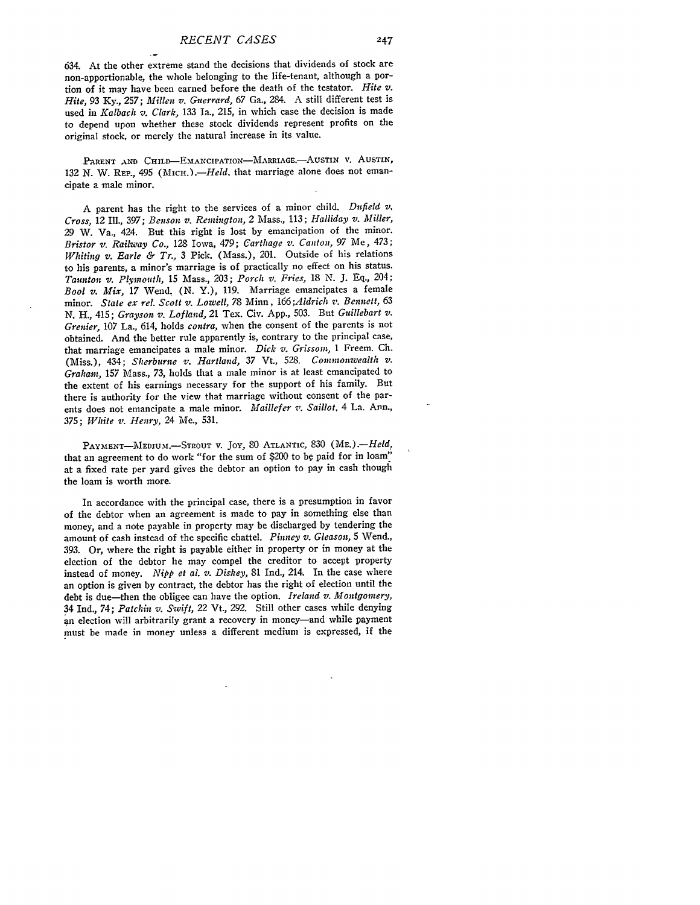634. At the other extreme stand the decisions that dividends of stock are non-apportionable, the whole belonging to the life-tenant, although a portion of it may have been earned before the death of the testator. *Hite v. Hite*, 93 Ky., 257; *Millen v. Guerrard*, 67 Ga., 284. A still different test is used in *Kalbach v. Clark*, 133 Ia., 215, in which case the decision is made to depend upon whether these stock dividends represent profits on the original stock, or merely the natural increase in its value.

PARENT AND CHILD—EMANCIPATION—MARRIAGE.—AUSTIN v. AUSTIN, 132 N. W. REP., 495 (MICH.).—*Held*, that marriage alone does not emancipate a male minor.

A parent has the right to the services of a minor child. *Dufield v. Cross*, 12 Ill., 397; *Benson v. Remington*, 2 Mass., 113; *Halliday v. Miller*, 29 W. Va., 424. But this right is lost by emancipation of the minor. *Bristor v. Railway Co.*, 128 Iowa, 479; *Carthage v. Canton*, 97 Me, 473; *Whiting v. Earle & Tr.*, 3 Pick. (Mass.), 201. Outside of his relations to his parents, a minor's marriage is of practically no effect on his status. *Taunton v. Plymouth*, 15 Mass., 203; *Porch v. Fries*, 18 N. J. Eq., 204; *Bool v. Mix*, 17 Wend. (N. Y.), 119. Marriage emancipates a female minor. *State ex rel. Scott v. Lowell*, 78 Minn, 166; *Aldrich v. Bennett*, 63 N. H., 415; *Grayson v. Lofland*, 21 Tex. Civ. App., 503. But *Guillebart v. Grenier*, 107 La., 614, holds *contra*, when the consent of the parents is not obtained. And the better rule apparently is, contrary to the principal case, that marriage emancipates a male minor. *Dick v. Grissom*, 1 Freem. Ch. (Miss.), 434; *Sherburne v. Hartland*, 37 Vt., 528. *Commonwealth v. Graham*, 157 Mass., 73, holds that a male minor is at least emancipated to the extent of his earnings necessary for the support of his family. But there is authority for the view that marriage without consent of the parents does not emancipate a male minor. *Maillefer v. Saillot*, 4 La. Ann., 375; *White v. Henry*, 24 Me., 531.

PAYMENT—MEDIUM.—STROUT v. JOY, 80 ATLANTIC, 830 (ME.).—*Held*, that an agreement to do work "for the sum of $200 to be paid for in loam" at a fixed rate per yard gives the debtor an option to pay in cash though the loam is worth more.

In accordance with the principal case, there is a presumption in favor of the debtor when an agreement is made to pay in something else than money, and a note payable in property may be discharged by tendering the amount of cash instead of the specific chattel. *Pinney v. Gleason*, 5 Wend., 393. Or, where the right is payable either in property or in money at the election of the debtor he may compel the creditor to accept property instead of money. *Nipp et al. v. Diskey*, 81 Ind., 214. In the case where an option is given by contract, the debtor has the right of election until the debt is due—then the obligee can have the option. *Ireland v. Montgomery*, 34 Ind., 74; *Patchin v. Swift*, 22 Vt., 292. Still other cases while denying an election will arbitrarily grant a recovery in money—and while payment must be made in money unless a different medium is expressed, if the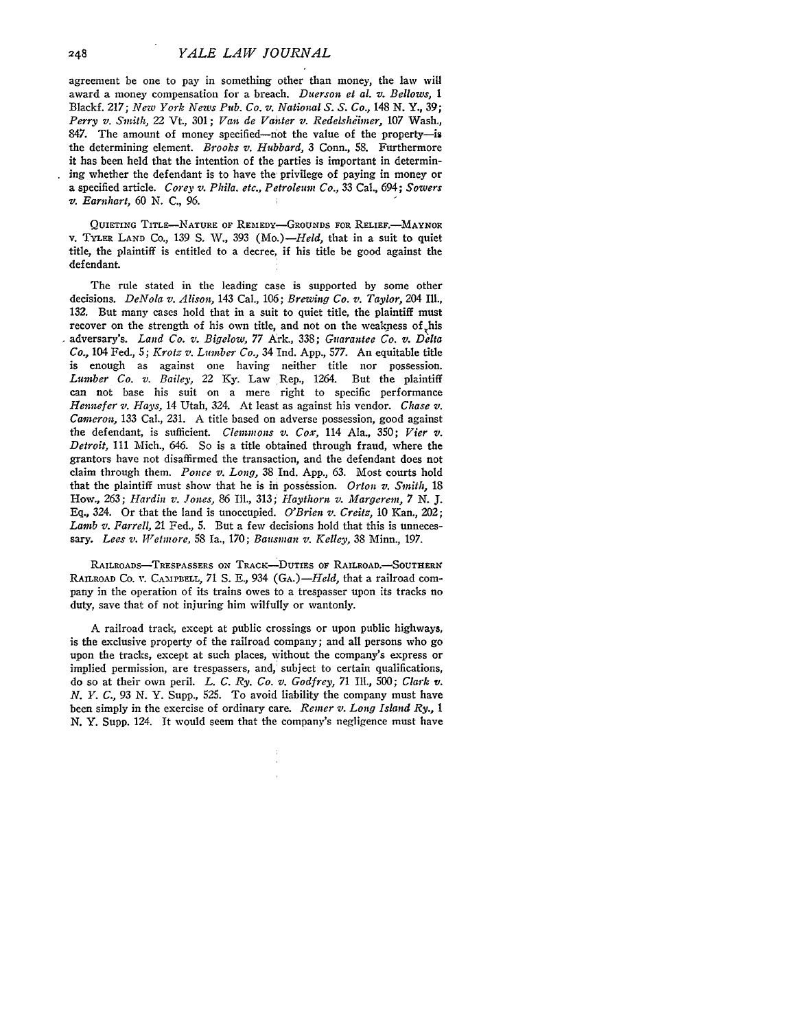agreement be one to pay in something other than money, the law will award a money compensation for a breach. *Duerson et al. v. Bellows,* 1 Blackf. 217; *New York News Pub. Co. v. National S. S. Co.,* 148 N. Y., 39; *Perry v. Smith,* 22 Vt., 301; *Van de Vanter v. Redelsheimer,* 107 Wash., 847. The amount of money specified—not the value of the property—is the determining element. *Brooks v. Hubbard,* 3 Conn., 58. Furthermore it has been held that the intention of the parties is important in determining whether the defendant is to have the privilege of paying in money or a specified article. *Corey v. Phila. etc., Petroleum Co.,* 33 Cal., 694; *Sowers v. Earnhart,* 60 N. C., 96.

QUIETING TITLE—NATURE OF REMEDY—GROUNDS FOR RELIEF.—MAYNOR v. TYLER LAND CO., 139 S. W., 393 (MO.)—*Held,* that in a suit to quiet title, the plaintiff is entitled to a decree, if his title be good against the defendant.

The rule stated in the leading case is supported by some other decisions. *DeNola v. Alison,* 143 Cal., 106; *Brewing Co. v. Taylor,* 204 Ill., 132. But many cases hold that in a suit to quiet title, the plaintiff must recover on the strength of his own title, and not on the weakness of his adversary's. *Land Co. v. Bigelow,* 77 Ark., 338; *Guarantee Co. v. Delta Co.,* 104 Fed., 5; *Krotz v. Lumber Co.,* 34 Ind. App., 577. An equitable title is enough as against one having neither title nor possession. *Lumber Co. v. Bailey,* 22 Ky. Law Rep., 1264. But the plaintiff can not base his suit on a mere right to specific performance *Hennefer v. Hays,* 14 Utah, 324. At least as against his vendor. *Chase v. Cameron,* 133 Cal., 231. A title based on adverse possession, good against the defendant, is sufficient. *Clemmons v. Cox,* 114 Ala., 350; *Vier v. Detroit,* 111 Mich., 646. So is a title obtained through fraud, where the grantors have not disaffirmed the transaction, and the defendant does not claim through them. *Ponce v. Long,* 38 Ind. App., 63. Most courts hold that the plaintiff must show that he is in possession. *Orton v. Smith,* 18 How., 263; *Hardin v. Jones,* 86 Ill., 313; *Haythorn v. Margerem,* 7 N. J. Eq., 324. Or that the land is unoccupied. *O'Brien v. Creitz,* 10 Kan., 202; *Lamb v. Farrell,* 21 Fed., 5. But a few decisions hold that this is unnecessary. *Lees v. Wetmore,* 58 Ia., 170; *Bausman v. Kelley,* 38 Minn., 197.

RAILROADS—TRESPASSERS ON TRACK—DUTIES OF RAILROAD.—SOUTHERN RAILROAD CO. v. CAMPBELL, 71 S. E., 934 (GA.)—*Held,* that a railroad company in the operation of its trains owes to a trespasser upon its tracks no duty, save that of not injuring him wilfully or wantonly.

A railroad track, except at public crossings or upon public highways, is the exclusive property of the railroad company; and all persons who go upon the tracks, except at such places, without the company's express or implied permission, are trespassers, and, subject to certain qualifications, do so at their own peril. *L. C. Ry. Co. v. Godfrey,* 71 Ill., 500; *Clark v. N. Y. C.,* 93 N. Y. Supp., 525. To avoid liability the company must have been simply in the exercise of ordinary care. *Remer v. Long Island Ry.,* 1 N. Y. Supp. 124. It would seem that the company's negligence must have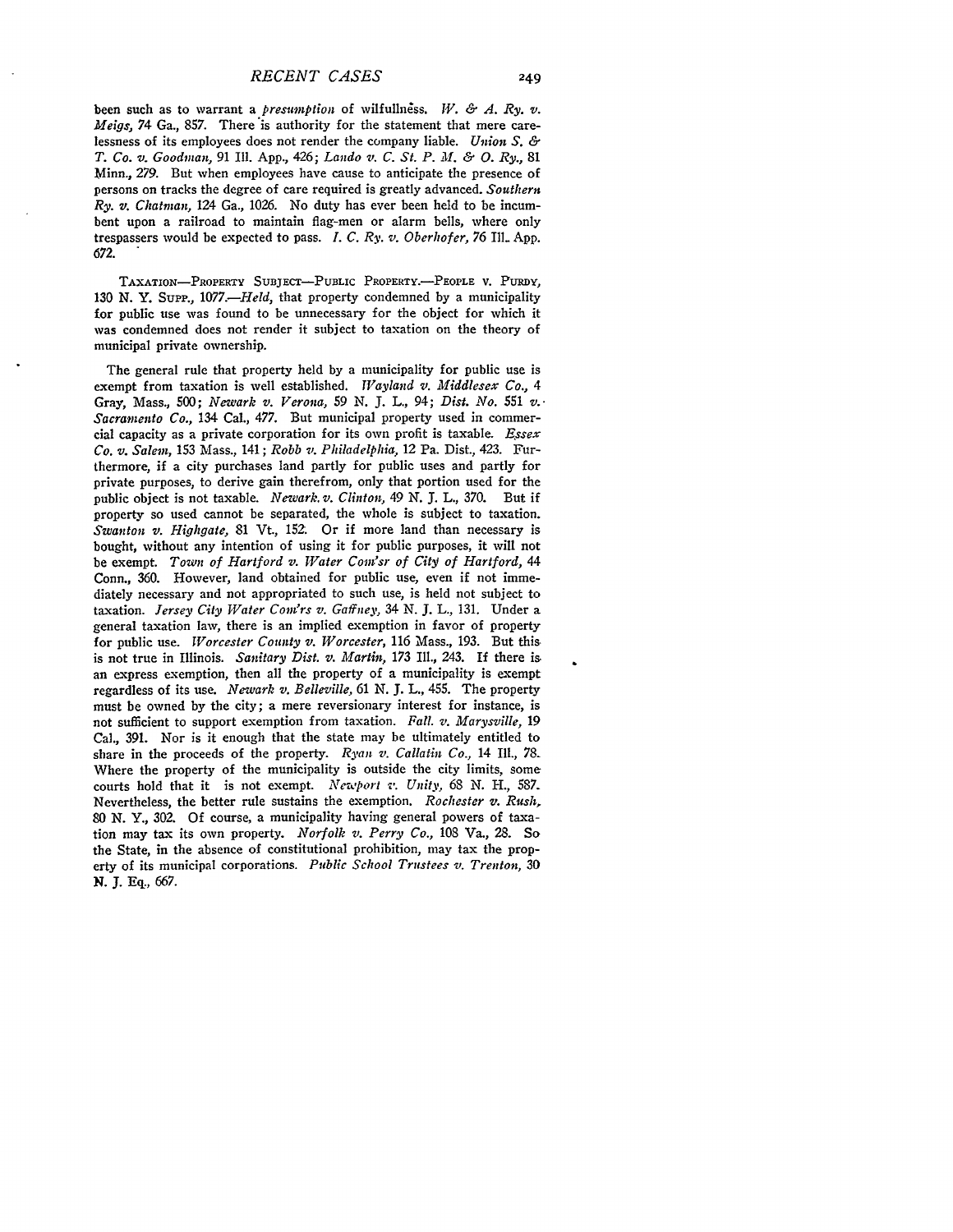been such as to warrant a *presumption* of wilfullness. *W. & A. Ry. v. Meigs*, 74 Ga., 857. There is authority for the statement that mere carelessness of its employees does not render the company liable. *Union S. & T. Co. v. Goodman*, 91 Ill. App., 426; *Lando v. C. St. P. M. & O. Ry.*, 81 Minn., 279. But when employees have cause to anticipate the presence of persons on tracks the degree of care required is greatly advanced. *Southern Ry. v. Chatman*, 124 Ga., 1026. No duty has ever been held to be incumbent upon a railroad to maintain flag-men or alarm bells, where only trespassers would be expected to pass. *I. C. Ry. v. Oberhofer*, 76 Ill. App. 672.

TAXATION—PROPERTY SUBJECT—PUBLIC PROPERTY.—PEOPLE V. PURDY, 130 N. Y. SUPP., 1077.—*Held*, that property condemned by a municipality for public use was found to be unnecessary for the object for which it was condemned does not render it subject to taxation on the theory of municipal private ownership.

The general rule that property held by a municipality for public use is exempt from taxation is well established. *Wayland v. Middlesex Co.*, 4 Gray, Mass., 500; *Newark v. Verona*, 59 N. J. L., 94; *Dist. No. 551 v. Sacramento Co.*, 134 Cal., 477. But municipal property used in commercial capacity as a private corporation for its own profit is taxable. *Essex Co. v. Salem*, 153 Mass., 141; *Robb v. Philadelphia*, 12 Pa. Dist., 423. Furthermore, if a city purchases land partly for public uses and partly for private purposes, to derive gain therefrom, only that portion used for the public object is not taxable. *Newark v. Clinton*, 49 N. J. L., 370. But if property so used cannot be separated, the whole is subject to taxation. *Swanton v. Highgate*, 81 Vt., 152. Or if more land than necessary is bought, without any intention of using it for public purposes, it will not be exempt. *Town of Hartford v. Water Com'sr of City of Hartford*, 44 Conn., 360. However, land obtained for public use, even if not immediately necessary and not appropriated to such use, is held not subject to taxation. *Jersey City Water Com'rs v. Gaffney*, 34 N. J. L., 131. Under a general taxation law, there is an implied exemption in favor of property for public use. *Worcester County v. Worcester*, 116 Mass., 193. But this is not true in Illinois. *Sanitary Dist. v. Martin*, 173 Ill., 243. If there is an express exemption, then all the property of a municipality is exempt regardless of its use. *Newark v. Belleville*, 61 N. J. L., 455. The property must be owned by the city; a mere reversionary interest for instance, is not sufficient to support exemption from taxation. *Fall. v. Marysville*, 19 Cal., 391. Nor is it enough that the state may be ultimately entitled to share in the proceeds of the property. *Ryan v. Callatin Co.*, 14 Ill., 78. Where the property of the municipality is outside the city limits, some courts hold that it is not exempt. *Newport v. Unity*, 68 N. H., 587. Nevertheless, the better rule sustains the exemption. *Rochester v. Rush*, 80 N. Y., 302. Of course, a municipality having general powers of taxation may tax its own property. *Norfolk v. Perry Co.*, 108 Va., 28. So the State, in the absence of constitutional prohibition, may tax the property of its municipal corporations. *Public School Trustees v. Trenton*, 30 N. J. Eq., 667.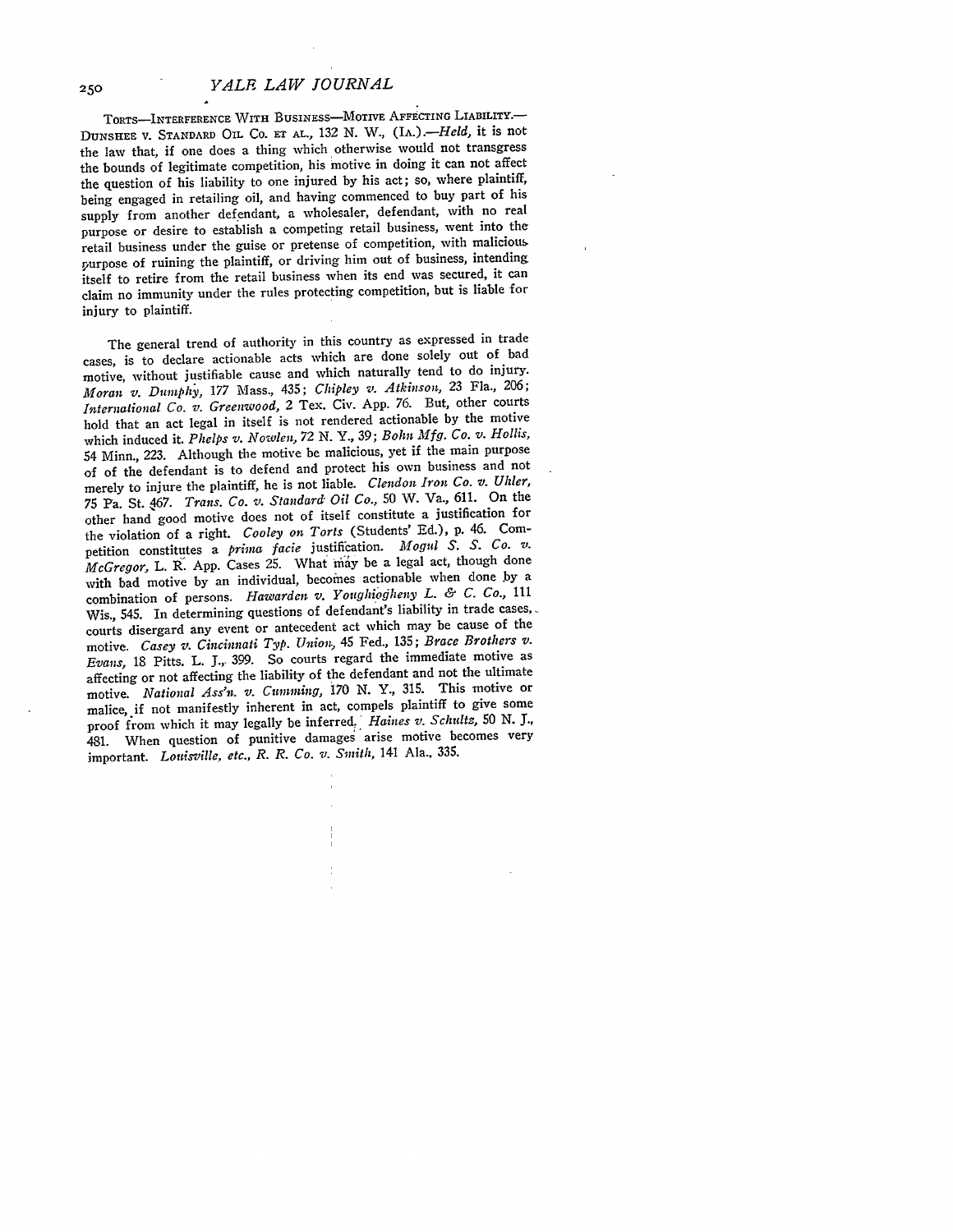TORTS—INTERFERENCE WITH BUSINESS—MOTIVE AFFECTING LIABILITY.— DUNSHEE V. STANDARD OIL CO. ET AL., 132 N. W., (IA.).—*Held*, it is not the law that, if one does a thing which otherwise would not transgress the bounds of legitimate competition, his motive in doing it can not affect the question of his liability to one injured by his act; so, where plaintiff, being engaged in retailing oil, and having commenced to buy part of his supply from another defendant, a wholesaler, defendant, with no real purpose or desire to establish a competing retail business, went into the retail business under the guise or pretense of competition, with malicious purpose of ruining the plaintiff, or driving him out of business, intending itself to retire from the retail business when its end was secured, it can claim no immunity under the rules protecting competition, but is liable for injury to plaintiff.

The general trend of authority in this country as expressed in trade cases, is to declare actionable acts which are done solely out of bad motive, without justifiable cause and which naturally tend to do injury. *Moran v. Dunphy*, 177 Mass., 435; *Chipley v. Atkinson*, 23 Fla., 206; *International Co. v. Greenwood*, 2 Tex. Civ. App. 76. But, other courts hold that an act legal in itself is not rendered actionable by the motive which induced it. *Phelps v. Nowlen*, 72 N. Y., 39; *Bohn Mfg. Co. v. Hollis*, 54 Minn., 223. Although the motive be malicious, yet if the main purpose of of the defendant is to defend and protect his own business and not merely to injure the plaintiff, he is not liable. *Clendon Iron Co. v. Uhler*, 75 Pa. St. 467. *Trans. Co. v. Standard Oil Co.*, 50 W. Va., 611. On the other hand good motive does not of itself constitute a justification for the violation of a right. *Cooley on Torts* (Students' Ed.), p. 46. Competition constitutes a *prima facie* justification. *Mogul S. S. Co. v. McGregor*, L. R. App. Cases 25. What may be a legal act, though done with bad motive by an individual, becomes actionable when done by a combination of persons. *Hawarden v. Youghiogheny L. & C. Co.*, 111 Wis., 545. In determining questions of defendant's liability in trade cases, courts disergard any event or antecedent act which may be cause of the motive. *Casey v. Cincinnati Typ. Union*, 45 Fed., 135; *Brace Brothers v. Evans*, 18 Pitts. L. J., 399. So courts regard the immediate motive as affecting or not affecting the liability of the defendant and not the ultimate motive. *National Ass'n. v. Cumming*, 170 N. Y., 315. This motive or malice, if not manifestly inherent in act, compels plaintiff to give some proof from which it may legally be inferred. *Haines v. Schultz*, 50 N. J., 481. When question of punitive damages arise motive becomes very important. *Louisville, etc., R. R. Co. v. Smith*, 141 Ala., 335.